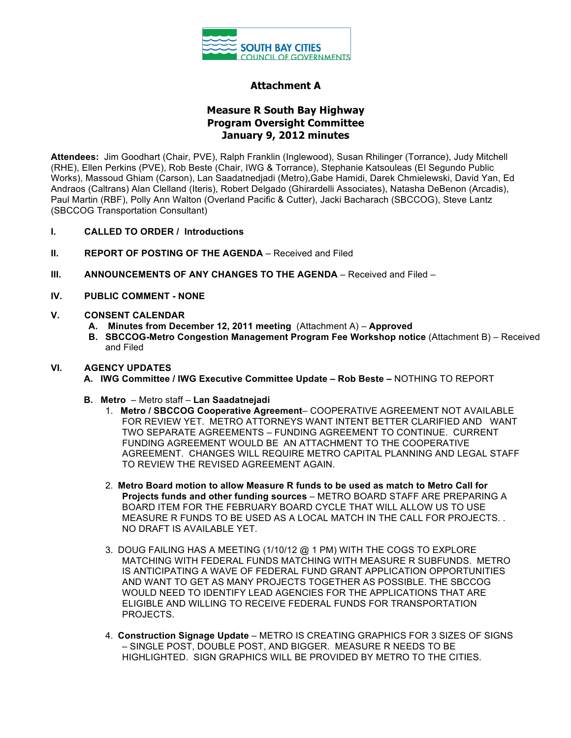SOUTH BAY CITIES COUNCIL OF GOVERNMENTS

# Attachment A

## Measure R South Bay Highway Program Oversight Committee January 9, 2012 minutes

**Attendees:** Jim Goodhart (Chair, PVE), Ralph Franklin (Inglewood), Susan Rhilinger (Torrance), Judy Mitchell (RHE), Ellen Perkins (PVE), Rob Beste (Chair, IWG & Torrance), Stephanie Katsouleas (El Segundo Public Works), Massoud Ghiam (Carson), Lan Saadatnedjadi (Metro),Gabe Hamidi, Darek Chmielewski, David Yan, Ed Andraos (Caltrans) Alan Clelland (Iteris), Robert Delgado (Ghirardelli Associates), Natasha DeBenon (Arcadis), Paul Martin (RBF), Polly Ann Walton (Overland Pacific & Cutter), Jacki Bacharach (SBCCOG), Steve Lantz (SBCCOG Transportation Consultant)

**I. CALLED TO ORDER / Introductions**

**II. REPORT OF POSTING OF THE AGENDA** – Received and Filed

**III. ANNOUNCEMENTS OF ANY CHANGES TO THE AGENDA** – Received and Filed –

**IV. PUBLIC COMMENT - NONE**

**V. CONSENT CALENDAR**

- **A. Minutes from December 12, 2011 meeting** (Attachment A) – **Approved**
- **B. SBCCOG-Metro Congestion Management Program Fee Workshop notice** (Attachment B) – Received and Filed

**VI. AGENCY UPDATES**

- **A. IWG Committee / IWG Executive Committee Update – Rob Beste –** NOTHING TO REPORT
- **B. Metro** – Metro staff – **Lan Saadatnejadi**
  1. **Metro / SBCCOG Cooperative Agreement**– COOPERATIVE AGREEMENT NOT AVAILABLE FOR REVIEW YET. METRO ATTORNEYS WANT INTENT BETTER CLARIFIED AND WANT TWO SEPARATE AGREEMENTS – FUNDING AGREEMENT TO CONTINUE. CURRENT FUNDING AGREEMENT WOULD BE AN ATTACHMENT TO THE COOPERATIVE AGREEMENT. CHANGES WILL REQUIRE METRO CAPITAL PLANNING AND LEGAL STAFF TO REVIEW THE REVISED AGREEMENT AGAIN.
  2. **Metro Board motion to allow Measure R funds to be used as match to Metro Call for Projects funds and other funding sources** – METRO BOARD STAFF ARE PREPARING A BOARD ITEM FOR THE FEBRUARY BOARD CYCLE THAT WILL ALLOW US TO USE MEASURE R FUNDS TO BE USED AS A LOCAL MATCH IN THE CALL FOR PROJECTS. . NO DRAFT IS AVAILABLE YET.
  3. DOUG FAILING HAS A MEETING (1/10/12 @ 1 PM) WITH THE COGS TO EXPLORE MATCHING WITH FEDERAL FUNDS MATCHING WITH MEASURE R SUBFUNDS. METRO IS ANTICIPATING A WAVE OF FEDERAL FUND GRANT APPLICATION OPPORTUNITIES AND WANT TO GET AS MANY PROJECTS TOGETHER AS POSSIBLE. THE SBCCOG WOULD NEED TO IDENTIFY LEAD AGENCIES FOR THE APPLICATIONS THAT ARE ELIGIBLE AND WILLING TO RECEIVE FEDERAL FUNDS FOR TRANSPORTATION PROJECTS.
  4. **Construction Signage Update** – METRO IS CREATING GRAPHICS FOR 3 SIZES OF SIGNS – SINGLE POST, DOUBLE POST, AND BIGGER. MEASURE R NEEDS TO BE HIGHLIGHTED. SIGN GRAPHICS WILL BE PROVIDED BY METRO TO THE CITIES.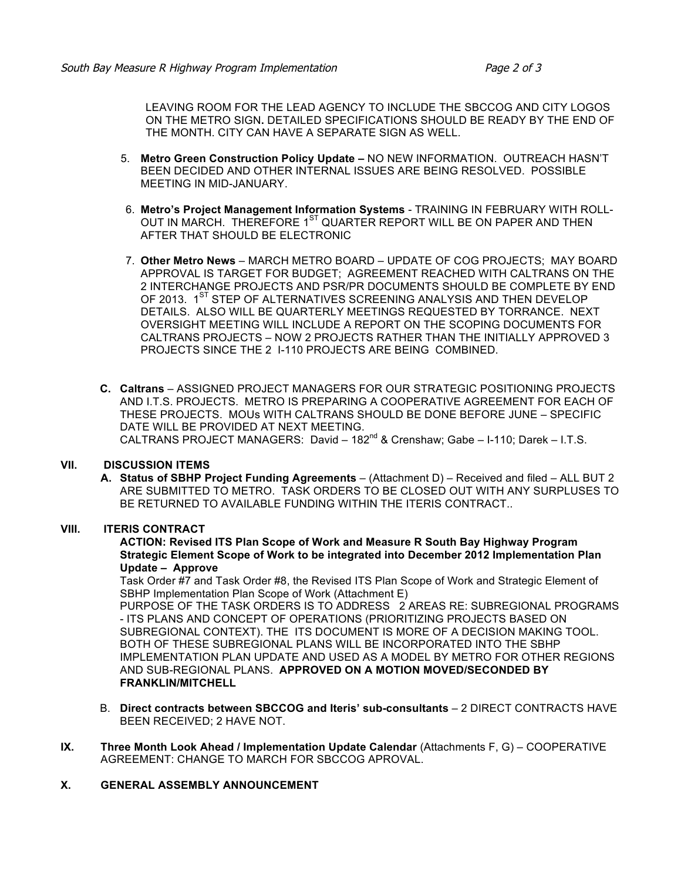LEAVING ROOM FOR THE LEAD AGENCY TO INCLUDE THE SBCCOG AND CITY LOGOS ON THE METRO SIGN**.** DETAILED SPECIFICATIONS SHOULD BE READY BY THE END OF THE MONTH. CITY CAN HAVE A SEPARATE SIGN AS WELL.

5. **Metro Green Construction Policy Update –** NO NEW INFORMATION. OUTREACH HASN'T BEEN DECIDED AND OTHER INTERNAL ISSUES ARE BEING RESOLVED. POSSIBLE MEETING IN MID-JANUARY.

6. **Metro's Project Management Information Systems** - TRAINING IN FEBRUARY WITH ROLL-OUT IN MARCH. THEREFORE 1ST QUARTER REPORT WILL BE ON PAPER AND THEN AFTER THAT SHOULD BE ELECTRONIC

7. **Other Metro News** – MARCH METRO BOARD – UPDATE OF COG PROJECTS; MAY BOARD APPROVAL IS TARGET FOR BUDGET; AGREEMENT REACHED WITH CALTRANS ON THE 2 INTERCHANGE PROJECTS AND PSR/PR DOCUMENTS SHOULD BE COMPLETE BY END OF 2013. 1ST STEP OF ALTERNATIVES SCREENING ANALYSIS AND THEN DEVELOP DETAILS. ALSO WILL BE QUARTERLY MEETINGS REQUESTED BY TORRANCE. NEXT OVERSIGHT MEETING WILL INCLUDE A REPORT ON THE SCOPING DOCUMENTS FOR CALTRANS PROJECTS – NOW 2 PROJECTS RATHER THAN THE INITIALLY APPROVED 3 PROJECTS SINCE THE 2 I-110 PROJECTS ARE BEING COMBINED.

**C. Caltrans** – ASSIGNED PROJECT MANAGERS FOR OUR STRATEGIC POSITIONING PROJECTS AND I.T.S. PROJECTS. METRO IS PREPARING A COOPERATIVE AGREEMENT FOR EACH OF THESE PROJECTS. MOUs WITH CALTRANS SHOULD BE DONE BEFORE JUNE – SPECIFIC DATE WILL BE PROVIDED AT NEXT MEETING.
CALTRANS PROJECT MANAGERS: David – 182nd & Crenshaw; Gabe – I-110; Darek – I.T.S.

## VII. DISCUSSION ITEMS

**A. Status of SBHP Project Funding Agreements** – (Attachment D) – Received and filed – ALL BUT 2 ARE SUBMITTED TO METRO. TASK ORDERS TO BE CLOSED OUT WITH ANY SURPLUSES TO BE RETURNED TO AVAILABLE FUNDING WITHIN THE ITERIS CONTRACT..

## VIII. ITERIS CONTRACT

**ACTION: Revised ITS Plan Scope of Work and Measure R South Bay Highway Program Strategic Element Scope of Work to be integrated into December 2012 Implementation Plan Update – Approve**

Task Order #7 and Task Order #8, the Revised ITS Plan Scope of Work and Strategic Element of SBHP Implementation Plan Scope of Work (Attachment E)

PURPOSE OF THE TASK ORDERS IS TO ADDRESS 2 AREAS RE: SUBREGIONAL PROGRAMS - ITS PLANS AND CONCEPT OF OPERATIONS (PRIORITIZING PROJECTS BASED ON SUBREGIONAL CONTEXT). THE ITS DOCUMENT IS MORE OF A DECISION MAKING TOOL. BOTH OF THESE SUBREGIONAL PLANS WILL BE INCORPORATED INTO THE SBHP IMPLEMENTATION PLAN UPDATE AND USED AS A MODEL BY METRO FOR OTHER REGIONS AND SUB-REGIONAL PLANS. **APPROVED ON A MOTION MOVED/SECONDED BY FRANKLIN/MITCHELL**

B. **Direct contracts between SBCCOG and Iteris' sub-consultants** – 2 DIRECT CONTRACTS HAVE BEEN RECEIVED; 2 HAVE NOT.

## IX. Three Month Look Ahead / Implementation Update Calendar

(Attachments F, G) – COOPERATIVE AGREEMENT: CHANGE TO MARCH FOR SBCCOG APROVAL.

## X. GENERAL ASSEMBLY ANNOUNCEMENT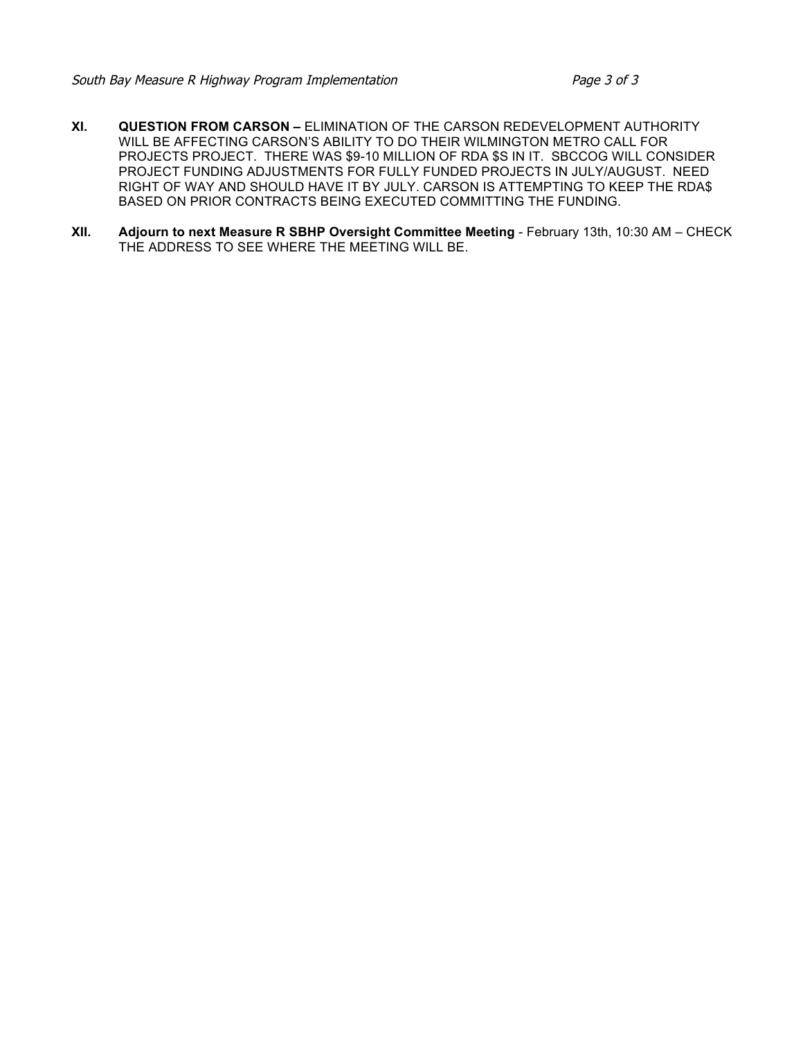**XI.** **QUESTION FROM CARSON –** ELIMINATION OF THE CARSON REDEVELOPMENT AUTHORITY WILL BE AFFECTING CARSON'S ABILITY TO DO THEIR WILMINGTON METRO CALL FOR PROJECTS PROJECT. THERE WAS $9-10 MILLION OF RDA $S IN IT. SBCCOG WILL CONSIDER PROJECT FUNDING ADJUSTMENTS FOR FULLY FUNDED PROJECTS IN JULY/AUGUST. NEED RIGHT OF WAY AND SHOULD HAVE IT BY JULY. CARSON IS ATTEMPTING TO KEEP THE RDA$ BASED ON PRIOR CONTRACTS BEING EXECUTED COMMITTING THE FUNDING.

**XII.** **Adjourn to next Measure R SBHP Oversight Committee Meeting** - February 13th, 10:30 AM – CHECK THE ADDRESS TO SEE WHERE THE MEETING WILL BE.